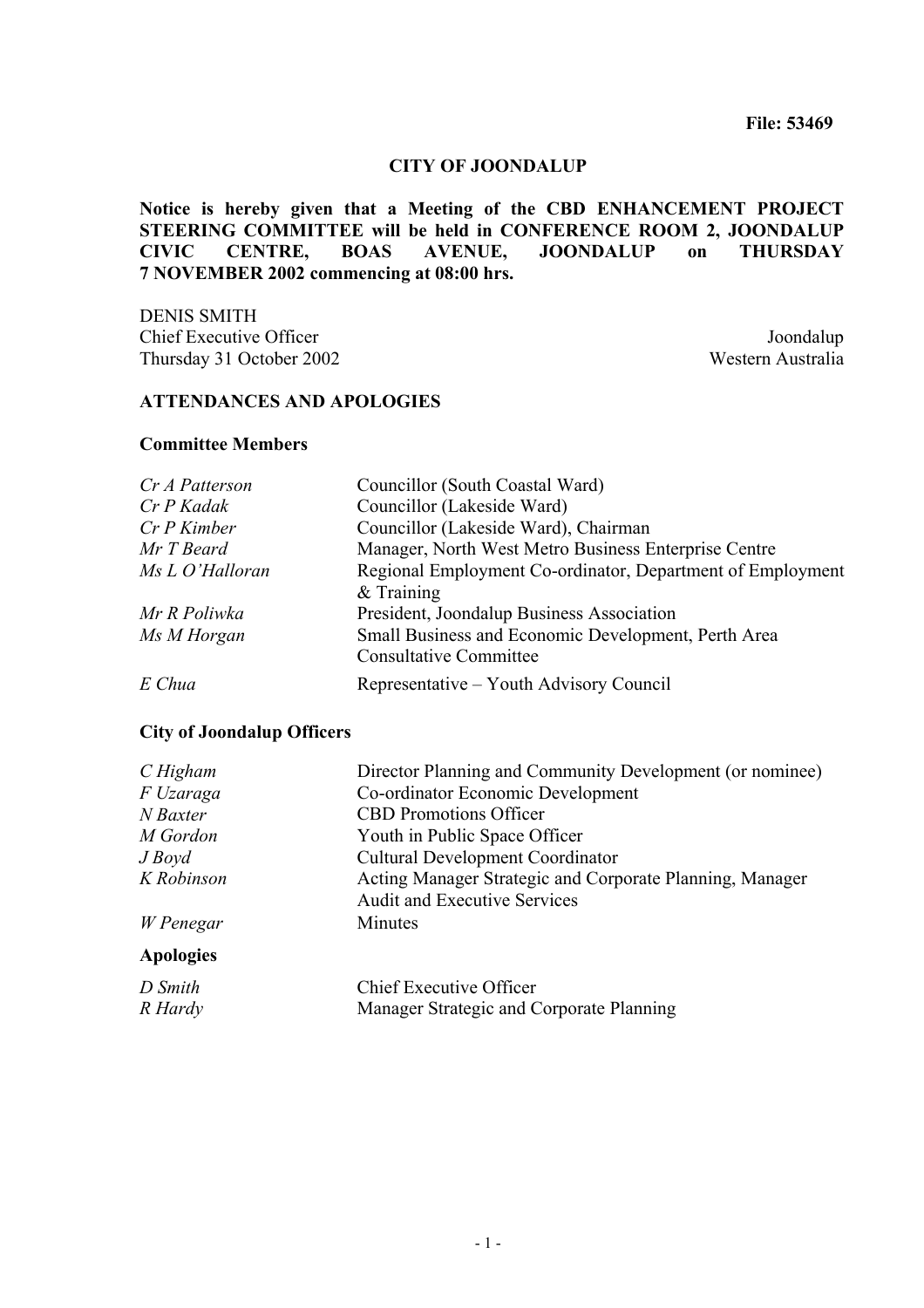**File: 53469**

**CITY OF JOONDALUP**

**Notice is hereby given that a Meeting of the CBD ENHANCEMENT PROJECT STEERING COMMITTEE will be held in CONFERENCE ROOM 2, JOONDALUP CIVIC CENTRE, BOAS AVENUE, JOONDALUP on THURSDAY 7 NOVEMBER 2002 commencing at 08:00 hrs.**

DENIS SMITH
Chief Executive Officer
Thursday 31 October 2002

Joondalup
Western Australia

## ATTENDANCES AND APOLOGIES

### Committee Members

| | |
|---|---|
| *Cr A Patterson* | Councillor (South Coastal Ward) |
| *Cr P Kadak* | Councillor (Lakeside Ward) |
| *Cr P Kimber* | Councillor (Lakeside Ward), Chairman |
| *Mr T Beard* | Manager, North West Metro Business Enterprise Centre |
| *Ms L O'Halloran* | Regional Employment Co-ordinator, Department of Employment & Training |
| *Mr R Poliwka* | President, Joondalup Business Association |
| *Ms M Horgan* | Small Business and Economic Development, Perth Area Consultative Committee |
| *E Chua* | Representative – Youth Advisory Council |

### City of Joondalup Officers

| | |
|---|---|
| *C Higham* | Director Planning and Community Development (or nominee) |
| *F Uzaraga* | Co-ordinator Economic Development |
| *N Baxter* | CBD Promotions Officer |
| *M Gordon* | Youth in Public Space Officer |
| *J Boyd* | Cultural Development Coordinator |
| *K Robinson* | Acting Manager Strategic and Corporate Planning, Manager Audit and Executive Services |
| *W Penegar* | Minutes |

### Apologies

| | |
|---|---|
| *D Smith* | Chief Executive Officer |
| *R Hardy* | Manager Strategic and Corporate Planning |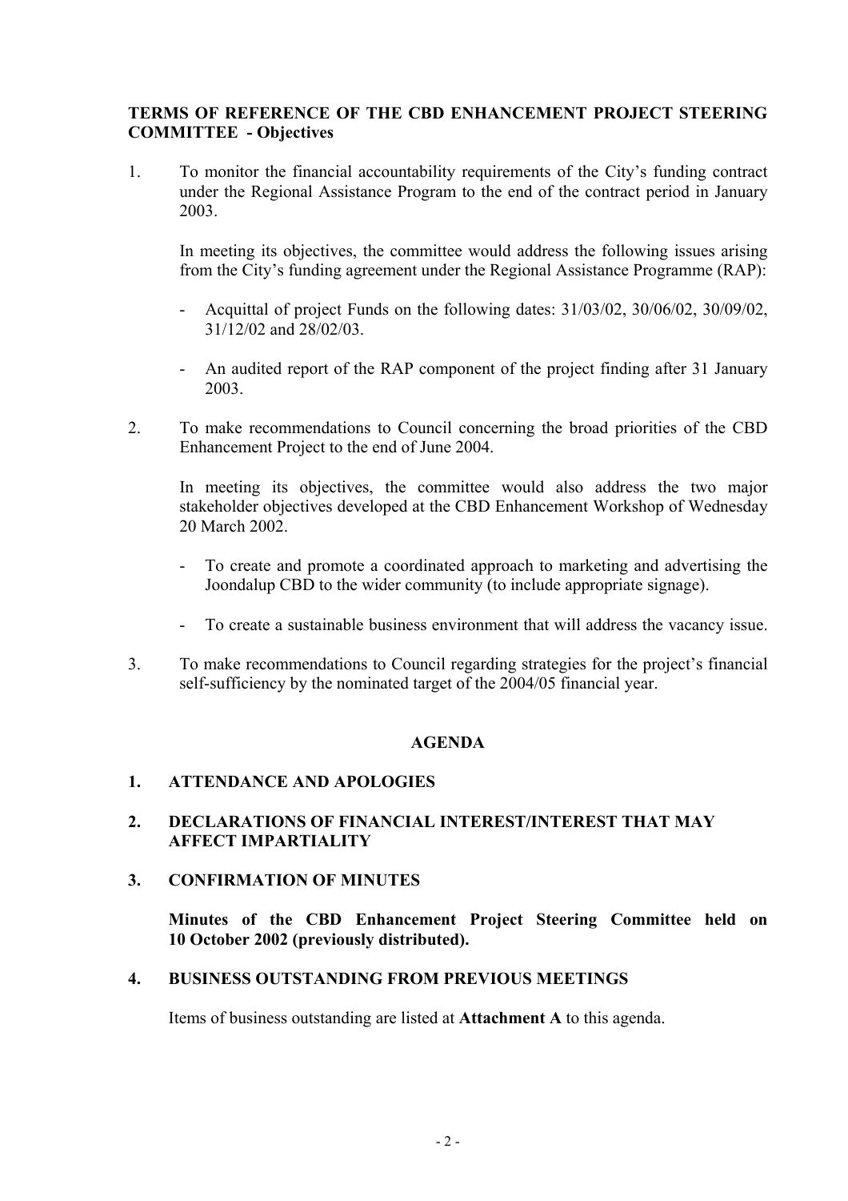**TERMS OF REFERENCE OF THE CBD ENHANCEMENT PROJECT STEERING COMMITTEE - Objectives**

1. To monitor the financial accountability requirements of the City's funding contract under the Regional Assistance Program to the end of the contract period in January 2003.

   In meeting its objectives, the committee would address the following issues arising from the City's funding agreement under the Regional Assistance Programme (RAP):

   - Acquittal of project Funds on the following dates: 31/03/02, 30/06/02, 30/09/02, 31/12/02 and 28/02/03.

   - An audited report of the RAP component of the project finding after 31 January 2003.

2. To make recommendations to Council concerning the broad priorities of the CBD Enhancement Project to the end of June 2004.

   In meeting its objectives, the committee would also address the two major stakeholder objectives developed at the CBD Enhancement Workshop of Wednesday 20 March 2002.

   - To create and promote a coordinated approach to marketing and advertising the Joondalup CBD to the wider community (to include appropriate signage).

   - To create a sustainable business environment that will address the vacancy issue.

3. To make recommendations to Council regarding strategies for the project's financial self-sufficiency by the nominated target of the 2004/05 financial year.

## AGENDA

### 1. ATTENDANCE AND APOLOGIES

### 2. DECLARATIONS OF FINANCIAL INTEREST/INTEREST THAT MAY AFFECT IMPARTIALITY

### 3. CONFIRMATION OF MINUTES

**Minutes of the CBD Enhancement Project Steering Committee held on 10 October 2002 (previously distributed).**

### 4. BUSINESS OUTSTANDING FROM PREVIOUS MEETINGS

Items of business outstanding are listed at **Attachment A** to this agenda.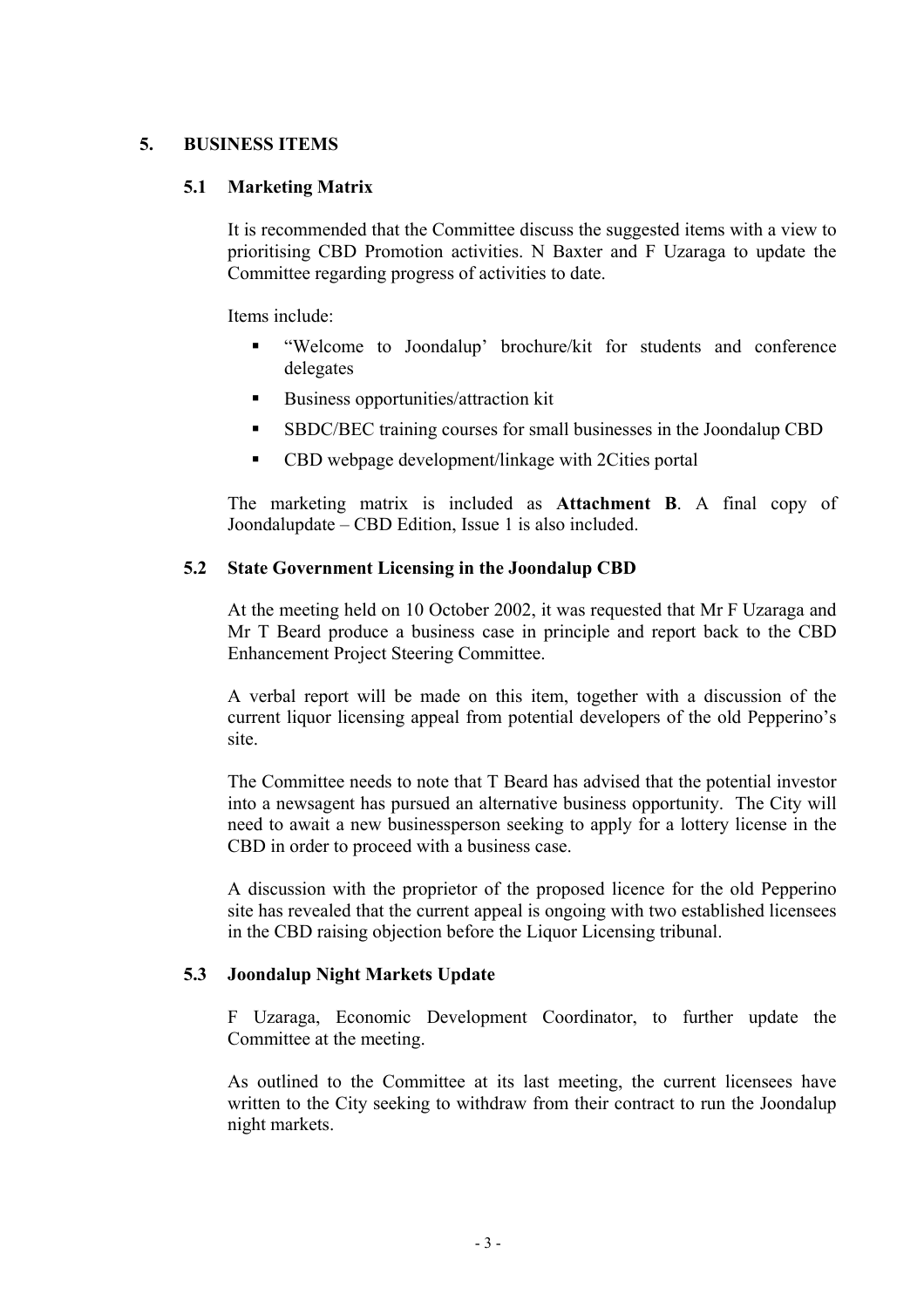## 5. BUSINESS ITEMS

### 5.1 Marketing Matrix

It is recommended that the Committee discuss the suggested items with a view to prioritising CBD Promotion activities. N Baxter and F Uzaraga to update the Committee regarding progress of activities to date.

Items include:

- "Welcome to Joondalup' brochure/kit for students and conference delegates
- Business opportunities/attraction kit
- SBDC/BEC training courses for small businesses in the Joondalup CBD
- CBD webpage development/linkage with 2Cities portal

The marketing matrix is included as **Attachment B**. A final copy of Joondalupdate – CBD Edition, Issue 1 is also included.

### 5.2 State Government Licensing in the Joondalup CBD

At the meeting held on 10 October 2002, it was requested that Mr F Uzaraga and Mr T Beard produce a business case in principle and report back to the CBD Enhancement Project Steering Committee.

A verbal report will be made on this item, together with a discussion of the current liquor licensing appeal from potential developers of the old Pepperino's site.

The Committee needs to note that T Beard has advised that the potential investor into a newsagent has pursued an alternative business opportunity. The City will need to await a new businessperson seeking to apply for a lottery license in the CBD in order to proceed with a business case.

A discussion with the proprietor of the proposed licence for the old Pepperino site has revealed that the current appeal is ongoing with two established licensees in the CBD raising objection before the Liquor Licensing tribunal.

### 5.3 Joondalup Night Markets Update

F Uzaraga, Economic Development Coordinator, to further update the Committee at the meeting.

As outlined to the Committee at its last meeting, the current licensees have written to the City seeking to withdraw from their contract to run the Joondalup night markets.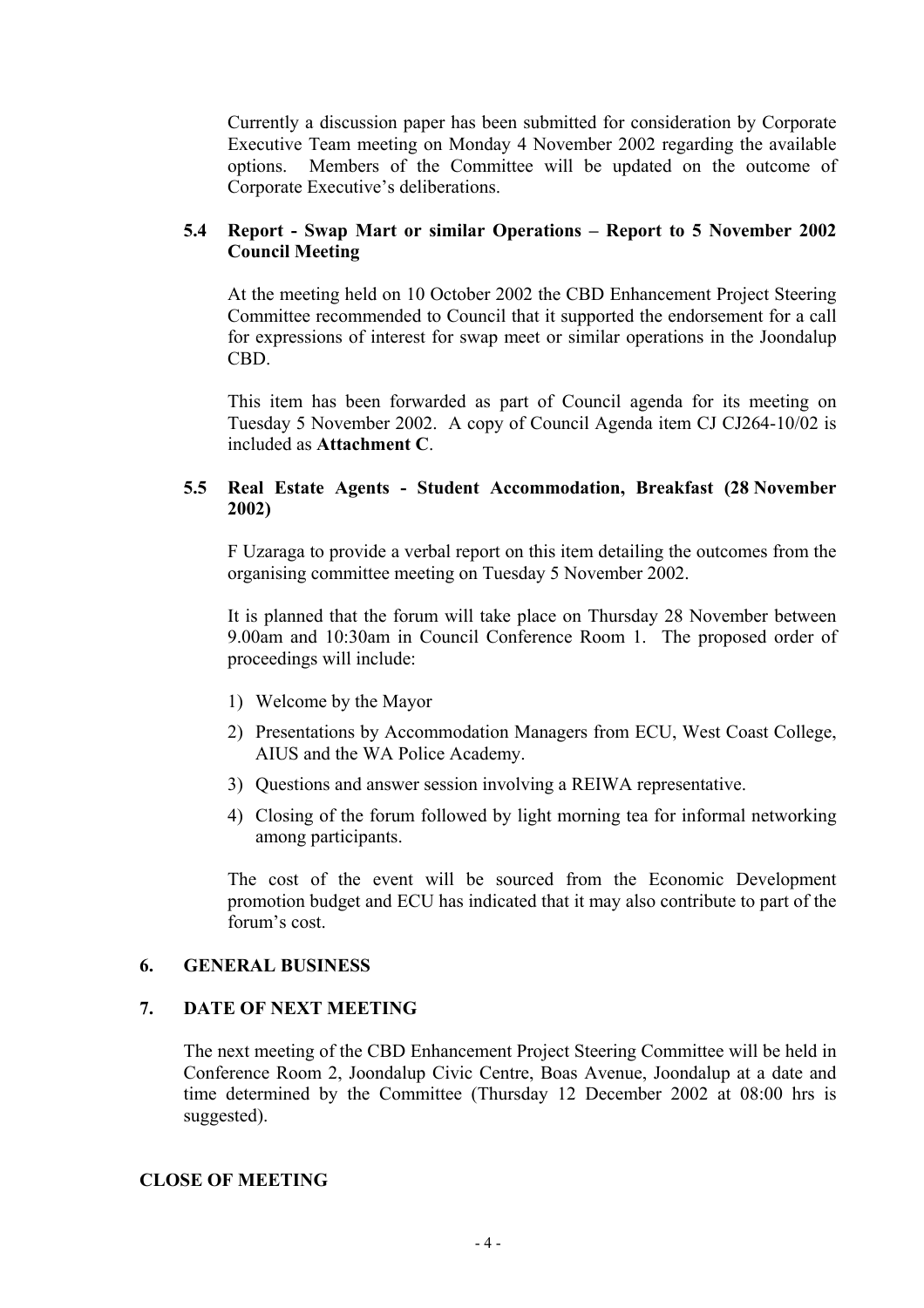Currently a discussion paper has been submitted for consideration by Corporate Executive Team meeting on Monday 4 November 2002 regarding the available options. Members of the Committee will be updated on the outcome of Corporate Executive's deliberations.

### 5.4 Report - Swap Mart or similar Operations – Report to 5 November 2002 Council Meeting

At the meeting held on 10 October 2002 the CBD Enhancement Project Steering Committee recommended to Council that it supported the endorsement for a call for expressions of interest for swap meet or similar operations in the Joondalup CBD.

This item has been forwarded as part of Council agenda for its meeting on Tuesday 5 November 2002. A copy of Council Agenda item CJ CJ264-10/02 is included as **Attachment C**.

### 5.5 Real Estate Agents - Student Accommodation, Breakfast (28 November 2002)

F Uzaraga to provide a verbal report on this item detailing the outcomes from the organising committee meeting on Tuesday 5 November 2002.

It is planned that the forum will take place on Thursday 28 November between 9.00am and 10:30am in Council Conference Room 1. The proposed order of proceedings will include:

1) Welcome by the Mayor
2) Presentations by Accommodation Managers from ECU, West Coast College, AIUS and the WA Police Academy.
3) Questions and answer session involving a REIWA representative.
4) Closing of the forum followed by light morning tea for informal networking among participants.

The cost of the event will be sourced from the Economic Development promotion budget and ECU has indicated that it may also contribute to part of the forum's cost.

## 6. GENERAL BUSINESS

## 7. DATE OF NEXT MEETING

The next meeting of the CBD Enhancement Project Steering Committee will be held in Conference Room 2, Joondalup Civic Centre, Boas Avenue, Joondalup at a date and time determined by the Committee (Thursday 12 December 2002 at 08:00 hrs is suggested).

## CLOSE OF MEETING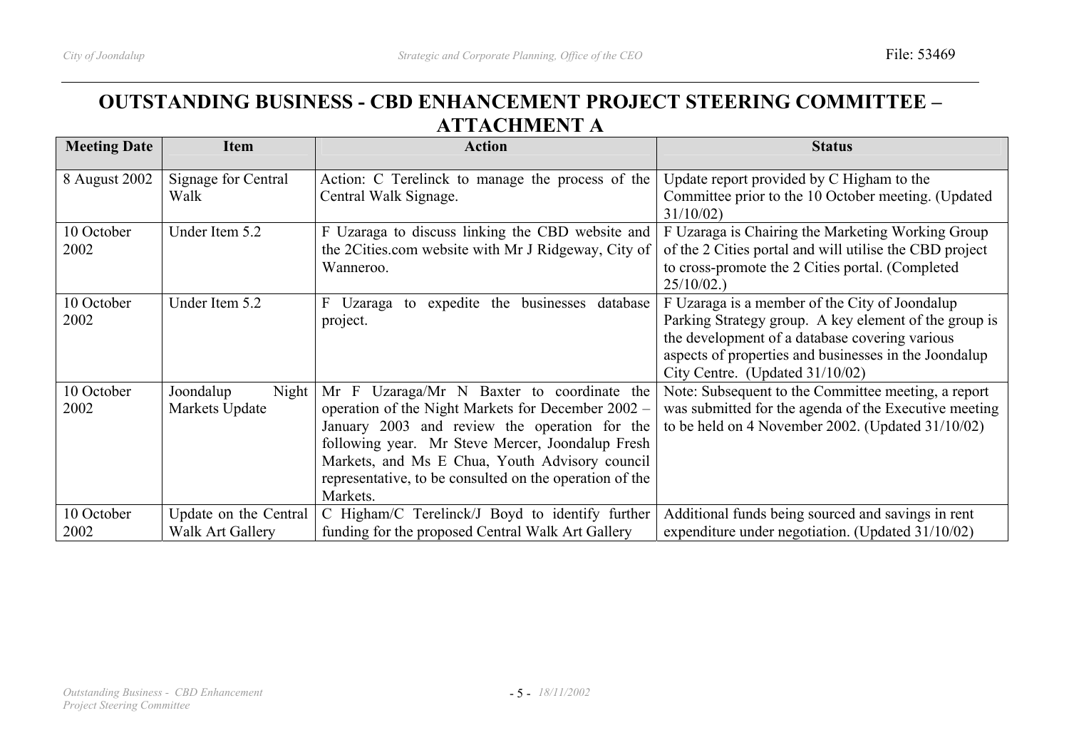# OUTSTANDING BUSINESS - CBD ENHANCEMENT PROJECT STEERING COMMITTEE – ATTACHMENT A

| Meeting Date | Item | Action | Status |
|---|---|---|---|
| 8 August 2002 | Signage for Central Walk | Action: C Terelinck to manage the process of the Central Walk Signage. | Update report provided by C Higham to the Committee prior to the 10 October meeting. (Updated 31/10/02) |
| 10 October 2002 | Under Item 5.2 | F Uzaraga to discuss linking the CBD website and the 2Cities.com website with Mr J Ridgeway, City of Wanneroo. | F Uzaraga is Chairing the Marketing Working Group of the 2 Cities portal and will utilise the CBD project to cross-promote the 2 Cities portal. (Completed 25/10/02.) |
| 10 October 2002 | Under Item 5.2 | F Uzaraga to expedite the businesses database project. | F Uzaraga is a member of the City of Joondalup Parking Strategy group. A key element of the group is the development of a database covering various aspects of properties and businesses in the Joondalup City Centre. (Updated 31/10/02) |
| 10 October 2002 | Joondalup Night Markets Update | Mr F Uzaraga/Mr N Baxter to coordinate the operation of the Night Markets for December 2002 – January 2003 and review the operation for the following year. Mr Steve Mercer, Joondalup Fresh Markets, and Ms E Chua, Youth Advisory council representative, to be consulted on the operation of the Markets. | Note: Subsequent to the Committee meeting, a report was submitted for the agenda of the Executive meeting to be held on 4 November 2002. (Updated 31/10/02) |
| 10 October 2002 | Update on the Central Walk Art Gallery | C Higham/C Terelinck/J Boyd to identify further funding for the proposed Central Walk Art Gallery | Additional funds being sourced and savings in rent expenditure under negotiation. (Updated 31/10/02) |